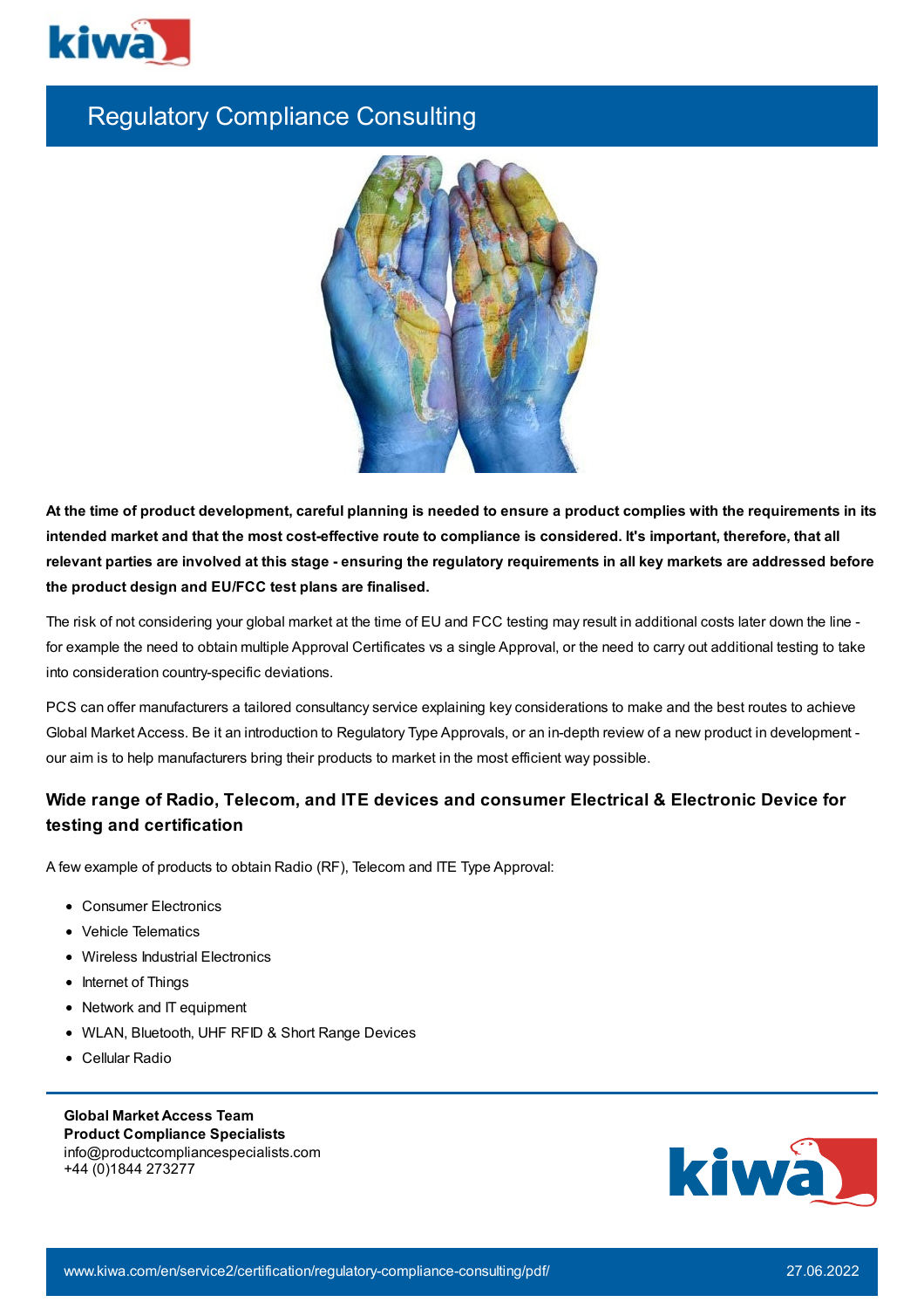# Regulatory Compliance Consulting

**At the time of product development, careful planning is needed to ensure a product complies with the requirements in its intended market and that the most cost-effective route to compliance is considered. It's important, therefore, that all relevant parties are involved at this stage - ensuring the regulatory requirements in all key markets are addressed before the product design and EU/FCC test plans are finalised.**

The risk of not considering your global market at the time of EU and FCC testing may result in additional costs later down the line - for example the need to obtain multiple Approval Certificates vs a single Approval, or the need to carry out additional testing to take into consideration country-specific deviations.

PCS can offer manufacturers a tailored consultancy service explaining key considerations to make and the best routes to achieve Global Market Access. Be it an introduction to Regulatory Type Approvals, or an in-depth review of a new product in development - our aim is to help manufacturers bring their products to market in the most efficient way possible.

## Wide range of Radio, Telecom, and ITE devices and consumer Electrical & Electronic Device for testing and certification

A few example of products to obtain Radio (RF), Telecom and ITE Type Approval:

- Consumer Electronics
- Vehicle Telematics
- Wireless Industrial Electronics
- Internet of Things
- Network and IT equipment
- WLAN, Bluetooth, UHF RFID & Short Range Devices
- Cellular Radio

**Global Market Access Team**
**Product Compliance Specialists**
info@productcompliancespecialists.com
+44 (0)1844 273277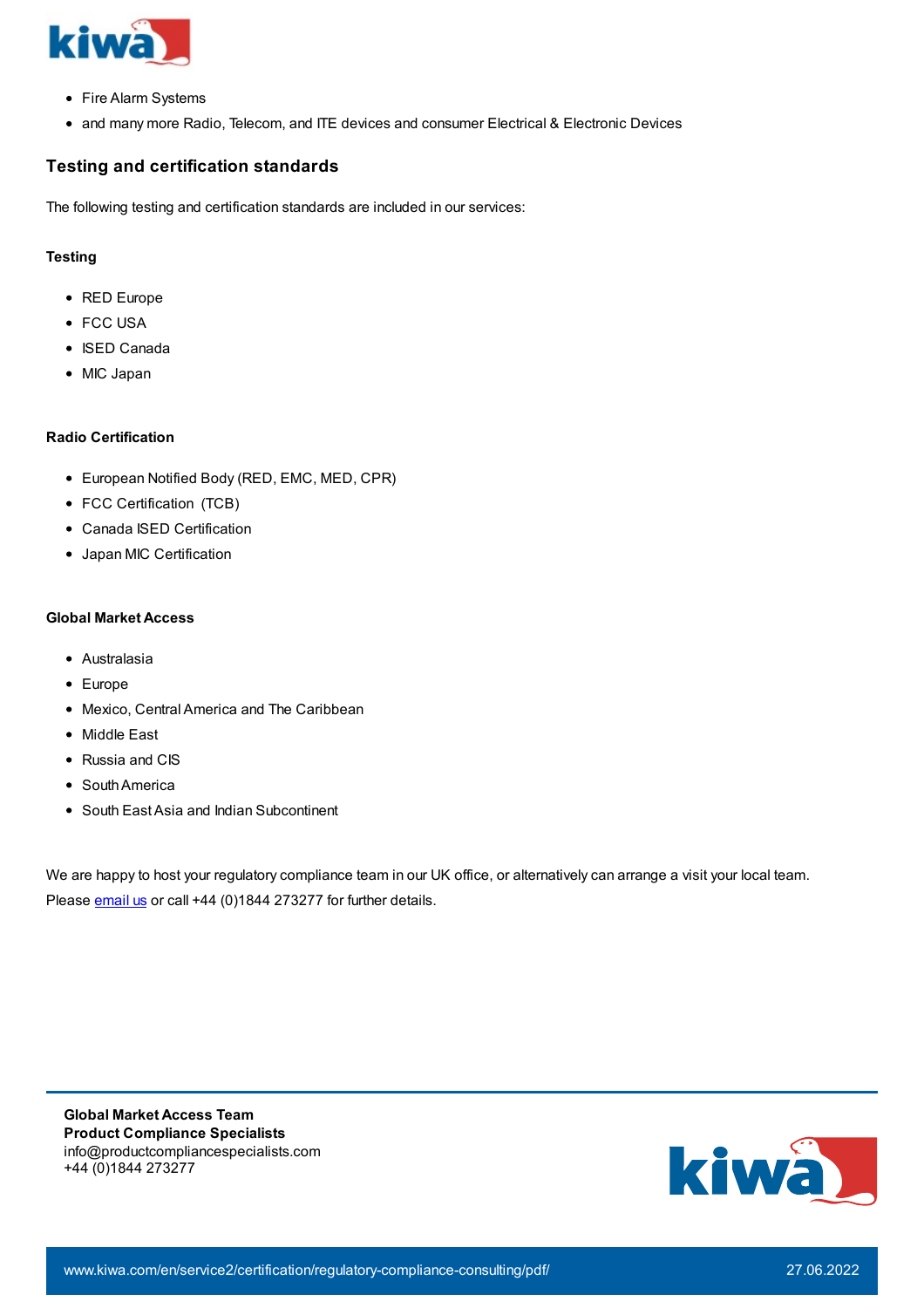- Fire Alarm Systems
- and many more Radio, Telecom, and ITE devices and consumer Electrical & Electronic Devices

## Testing and certification standards

The following testing and certification standards are included in our services:

### Testing

- RED Europe
- FCC USA
- ISED Canada
- MIC Japan

### Radio Certification

- European Notified Body (RED, EMC, MED, CPR)
- FCC Certification (TCB)
- Canada ISED Certification
- Japan MIC Certification

### Global Market Access

- Australasia
- Europe
- Mexico, Central America and The Caribbean
- Middle East
- Russia and CIS
- South America
- South East Asia and Indian Subcontinent

We are happy to host your regulatory compliance team in our UK office, or alternatively can arrange a visit your local team. Please email us or call +44 (0)1844 273277 for further details.

**Global Market Access Team**
**Product Compliance Specialists**
info@productcompliancespecialists.com
+44 (0)1844 273277